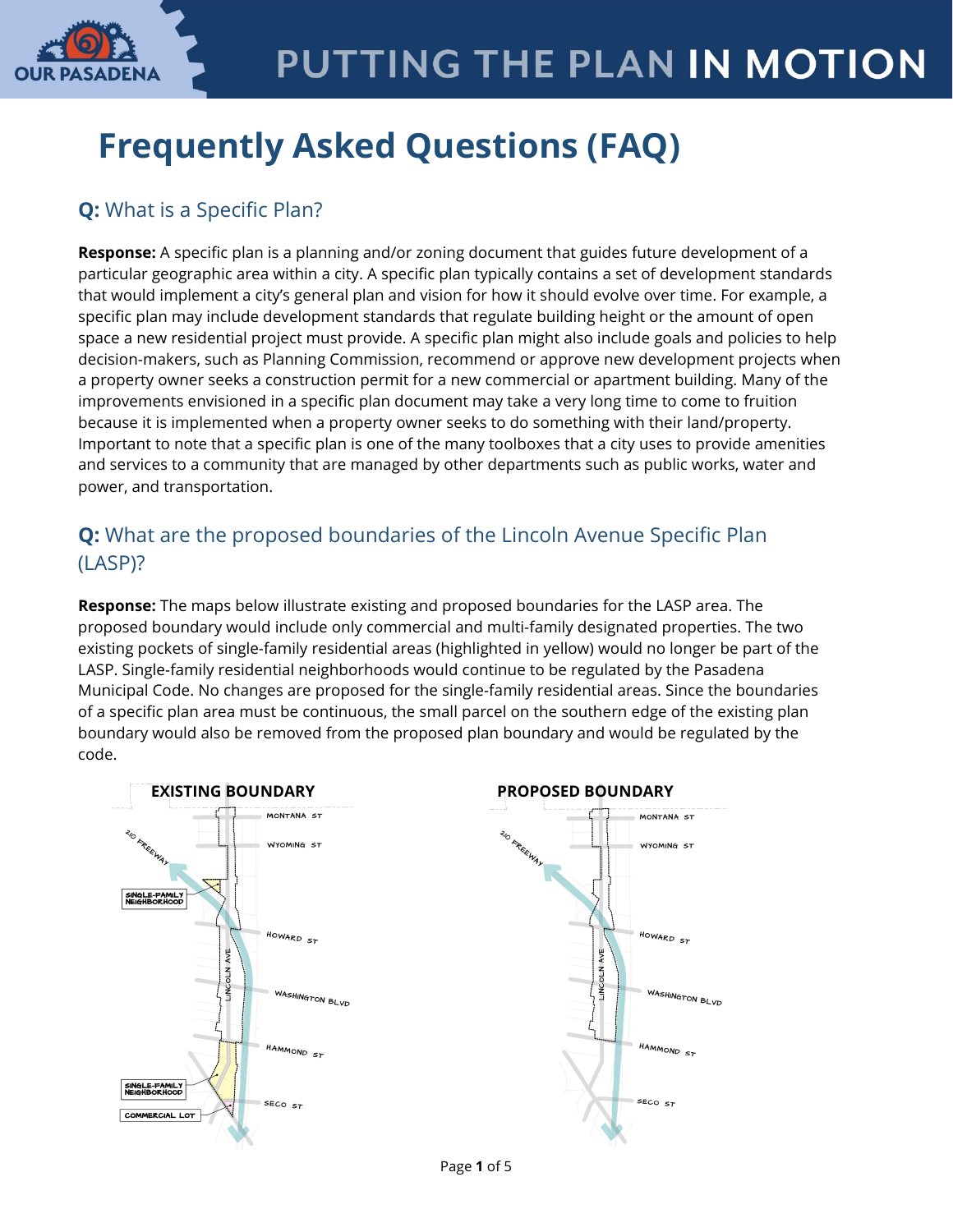# Frequently Asked Questions (FAQ)

## Q: What is a Specific Plan?

**Response:** A specific plan is a planning and/or zoning document that guides future development of a particular geographic area within a city. A specific plan typically contains a set of development standards that would implement a city's general plan and vision for how it should evolve over time. For example, a specific plan may include development standards that regulate building height or the amount of open space a new residential project must provide. A specific plan might also include goals and policies to help decision-makers, such as Planning Commission, recommend or approve new development projects when a property owner seeks a construction permit for a new commercial or apartment building. Many of the improvements envisioned in a specific plan document may take a very long time to come to fruition because it is implemented when a property owner seeks to do something with their land/property. Important to note that a specific plan is one of the many toolboxes that a city uses to provide amenities and services to a community that are managed by other departments such as public works, water and power, and transportation.

## Q: What are the proposed boundaries of the Lincoln Avenue Specific Plan (LASP)?

**Response:** The maps below illustrate existing and proposed boundaries for the LASP area. The proposed boundary would include only commercial and multi-family designated properties. The two existing pockets of single-family residential areas (highlighted in yellow) would no longer be part of the LASP. Single-family residential neighborhoods would continue to be regulated by the Pasadena Municipal Code. No changes are proposed for the single-family residential areas. Since the boundaries of a specific plan area must be continuous, the small parcel on the southern edge of the existing plan boundary would also be removed from the proposed plan boundary and would be regulated by the code.

**EXISTING BOUNDARY**

**PROPOSED BOUNDARY**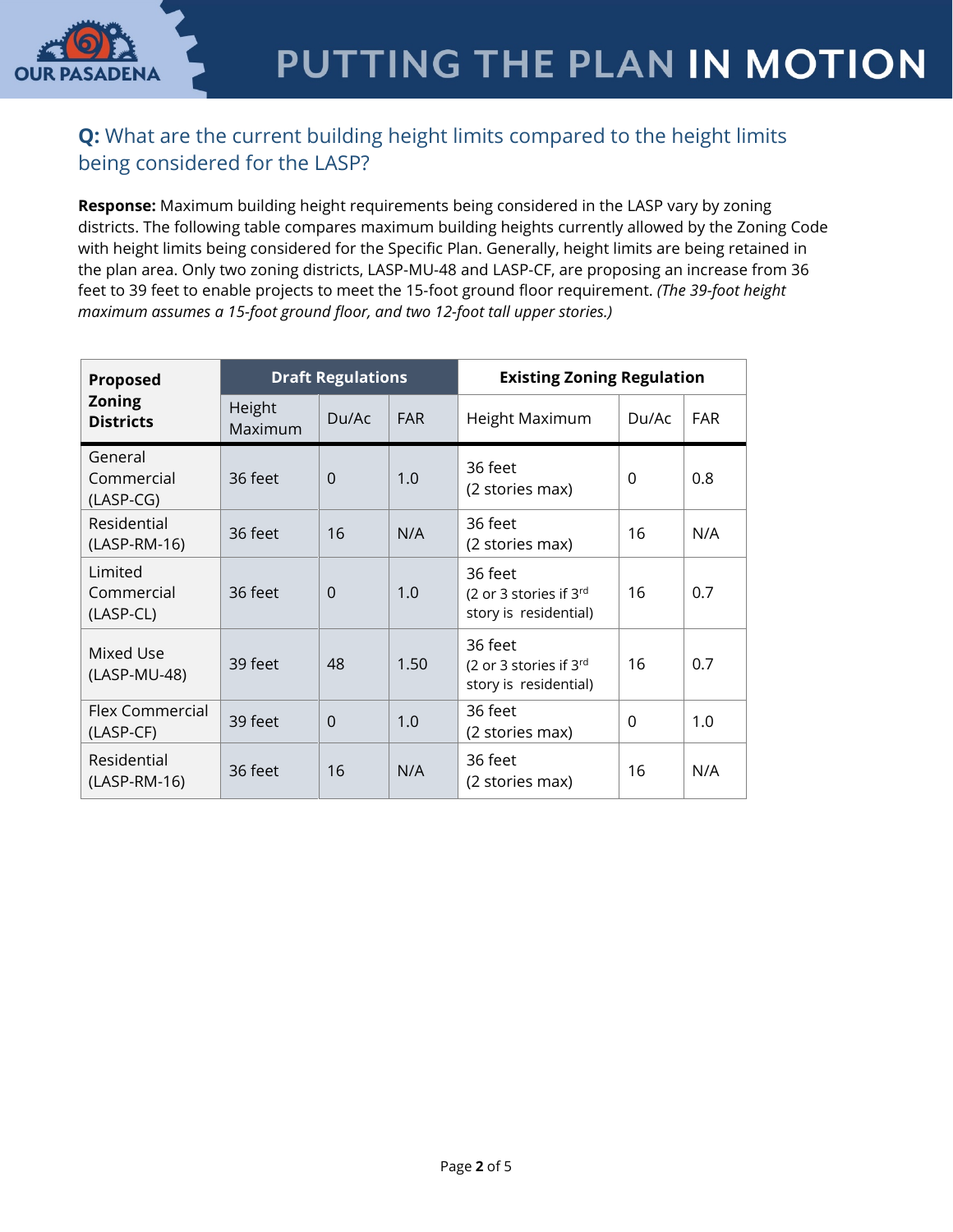**Q:** What are the current building height limits compared to the height limits being considered for the LASP?

**Response:** Maximum building height requirements being considered in the LASP vary by zoning districts. The following table compares maximum building heights currently allowed by the Zoning Code with height limits being considered for the Specific Plan. Generally, height limits are being retained in the plan area. Only two zoning districts, LASP-MU-48 and LASP-CF, are proposing an increase from 36 feet to 39 feet to enable projects to meet the 15-foot ground floor requirement. *(The 39-foot height maximum assumes a 15-foot ground floor, and two 12-foot tall upper stories.)*

| Proposed Zoning Districts | Draft Regulations | | | Existing Zoning Regulation | | |
|---|---|---|---|---|---|---|
| | Height Maximum | Du/Ac | FAR | Height Maximum | Du/Ac | FAR |
| General Commercial (LASP-CG) | 36 feet | 0 | 1.0 | 36 feet (2 stories max) | 0 | 0.8 |
| Residential (LASP-RM-16) | 36 feet | 16 | N/A | 36 feet (2 stories max) | 16 | N/A |
| Limited Commercial (LASP-CL) | 36 feet | 0 | 1.0 | 36 feet (2 or 3 stories if 3rd story is residential) | 16 | 0.7 |
| Mixed Use (LASP-MU-48) | 39 feet | 48 | 1.50 | 36 feet (2 or 3 stories if 3rd story is residential) | 16 | 0.7 |
| Flex Commercial (LASP-CF) | 39 feet | 0 | 1.0 | 36 feet (2 stories max) | 0 | 1.0 |
| Residential (LASP-RM-16) | 36 feet | 16 | N/A | 36 feet (2 stories max) | 16 | N/A |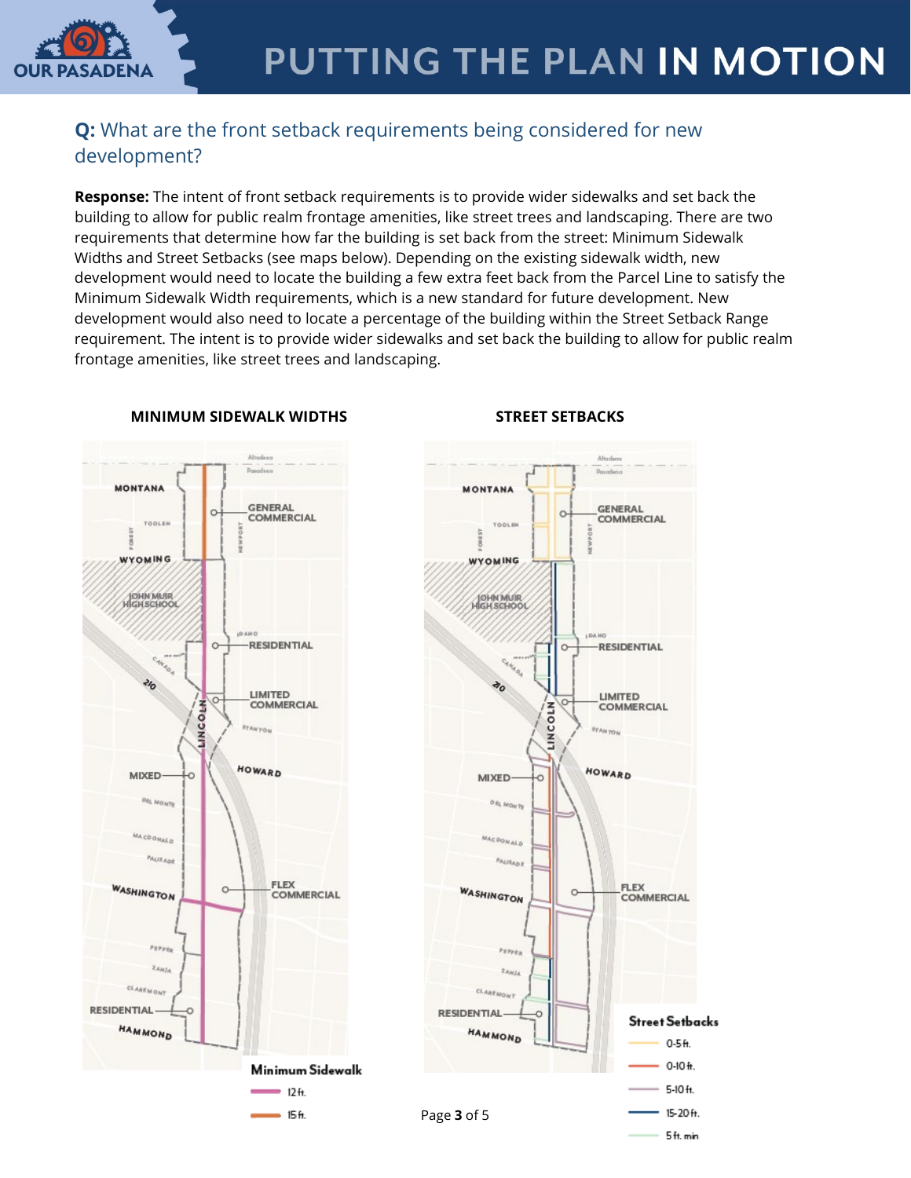## **Q:** What are the front setback requirements being considered for new development?

**Response:** The intent of front setback requirements is to provide wider sidewalks and set back the building to allow for public realm frontage amenities, like street trees and landscaping. There are two requirements that determine how far the building is set back from the street: Minimum Sidewalk Widths and Street Setbacks (see maps below). Depending on the existing sidewalk width, new development would need to locate the building a few extra feet back from the Parcel Line to satisfy the Minimum Sidewalk Width requirements, which is a new standard for future development. New development would also need to locate a percentage of the building within the Street Setback Range requirement. The intent is to provide wider sidewalks and set back the building to allow for public realm frontage amenities, like street trees and landscaping.

**MINIMUM SIDEWALK WIDTHS**

**STREET SETBACKS**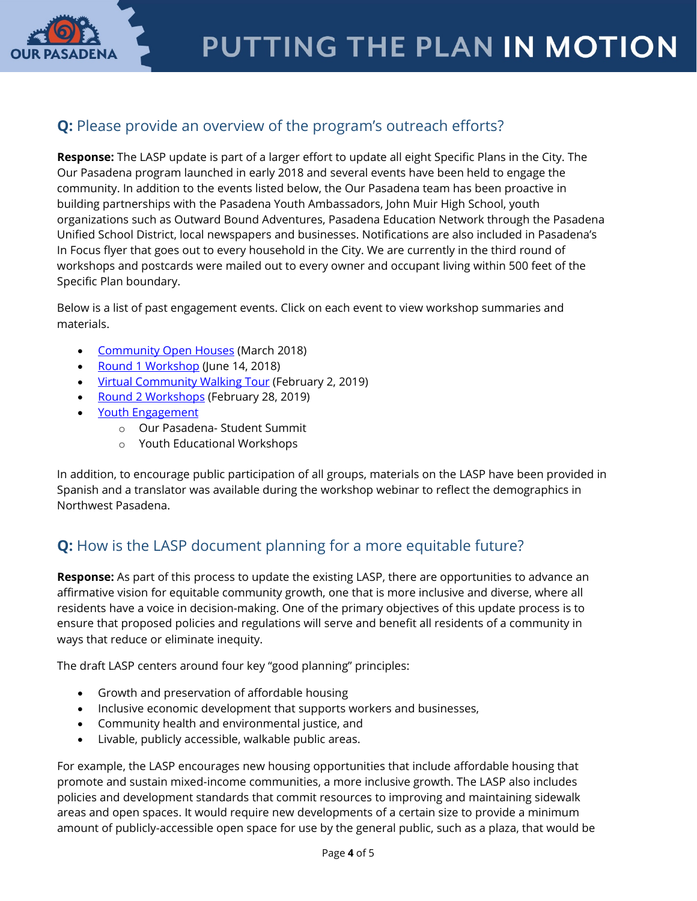## **Q:** Please provide an overview of the program's outreach efforts?

**Response:** The LASP update is part of a larger effort to update all eight Specific Plans in the City. The Our Pasadena program launched in early 2018 and several events have been held to engage the community. In addition to the events listed below, the Our Pasadena team has been proactive in building partnerships with the Pasadena Youth Ambassadors, John Muir High School, youth organizations such as Outward Bound Adventures, Pasadena Education Network through the Pasadena Unified School District, local newspapers and businesses. Notifications are also included in Pasadena's In Focus flyer that goes out to every household in the City. We are currently in the third round of workshops and postcards were mailed out to every owner and occupant living within 500 feet of the Specific Plan boundary.

Below is a list of past engagement events. Click on each event to view workshop summaries and materials.

- Community Open Houses (March 2018)
- Round 1 Workshop (June 14, 2018)
- Virtual Community Walking Tour (February 2, 2019)
- Round 2 Workshops (February 28, 2019)
- Youth Engagement
  - Our Pasadena- Student Summit
  - Youth Educational Workshops

In addition, to encourage public participation of all groups, materials on the LASP have been provided in Spanish and a translator was available during the workshop webinar to reflect the demographics in Northwest Pasadena.

## **Q:** How is the LASP document planning for a more equitable future?

**Response:** As part of this process to update the existing LASP, there are opportunities to advance an affirmative vision for equitable community growth, one that is more inclusive and diverse, where all residents have a voice in decision-making. One of the primary objectives of this update process is to ensure that proposed policies and regulations will serve and benefit all residents of a community in ways that reduce or eliminate inequity.

The draft LASP centers around four key "good planning" principles:

- Growth and preservation of affordable housing
- Inclusive economic development that supports workers and businesses,
- Community health and environmental justice, and
- Livable, publicly accessible, walkable public areas.

For example, the LASP encourages new housing opportunities that include affordable housing that promote and sustain mixed-income communities, a more inclusive growth. The LASP also includes policies and development standards that commit resources to improving and maintaining sidewalk areas and open spaces. It would require new developments of a certain size to provide a minimum amount of publicly-accessible open space for use by the general public, such as a plaza, that would be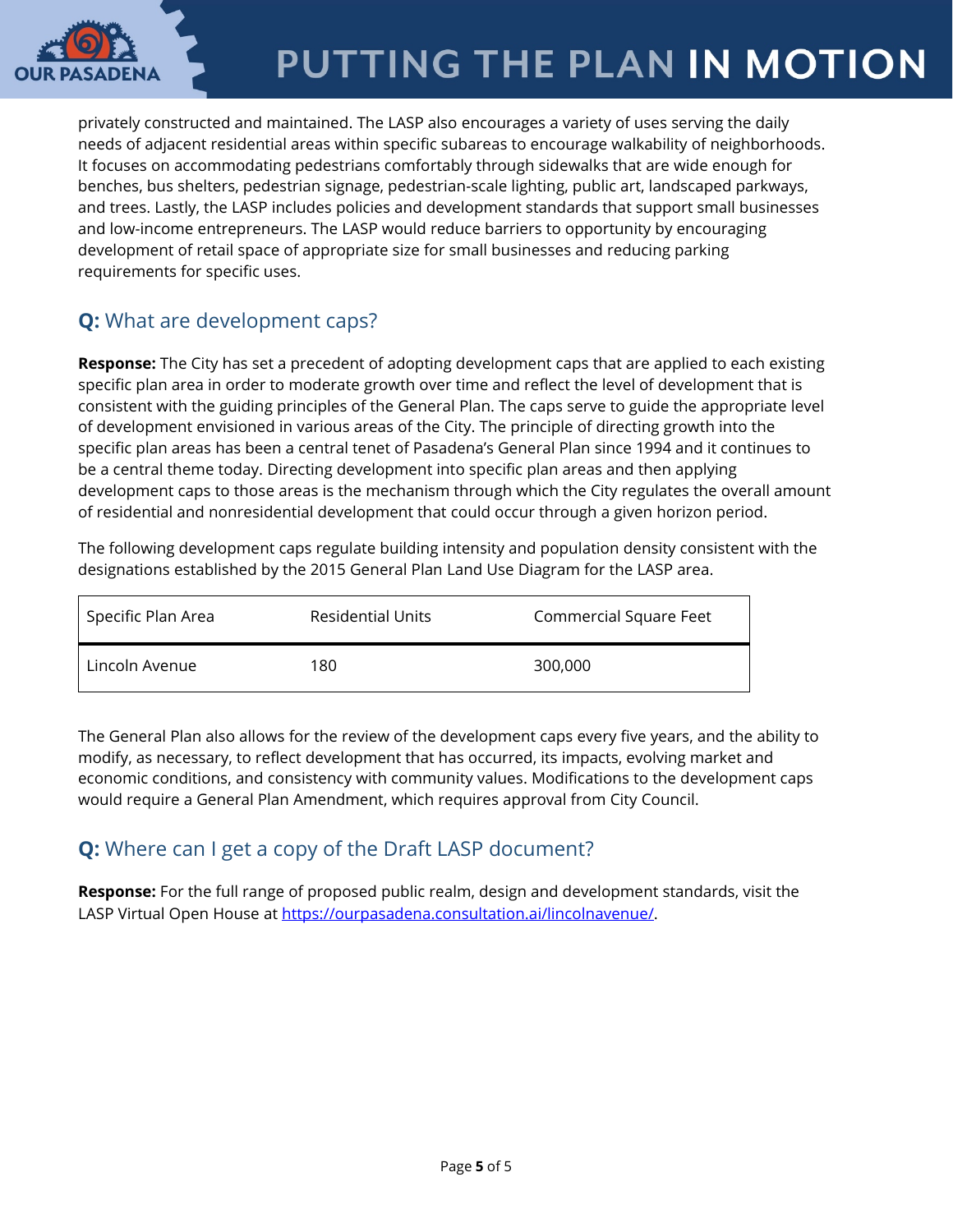privately constructed and maintained. The LASP also encourages a variety of uses serving the daily needs of adjacent residential areas within specific subareas to encourage walkability of neighborhoods. It focuses on accommodating pedestrians comfortably through sidewalks that are wide enough for benches, bus shelters, pedestrian signage, pedestrian-scale lighting, public art, landscaped parkways, and trees. Lastly, the LASP includes policies and development standards that support small businesses and low-income entrepreneurs. The LASP would reduce barriers to opportunity by encouraging development of retail space of appropriate size for small businesses and reducing parking requirements for specific uses.

## **Q:** What are development caps?

**Response:** The City has set a precedent of adopting development caps that are applied to each existing specific plan area in order to moderate growth over time and reflect the level of development that is consistent with the guiding principles of the General Plan. The caps serve to guide the appropriate level of development envisioned in various areas of the City. The principle of directing growth into the specific plan areas has been a central tenet of Pasadena's General Plan since 1994 and it continues to be a central theme today. Directing development into specific plan areas and then applying development caps to those areas is the mechanism through which the City regulates the overall amount of residential and nonresidential development that could occur through a given horizon period.

The following development caps regulate building intensity and population density consistent with the designations established by the 2015 General Plan Land Use Diagram for the LASP area.

| Specific Plan Area | Residential Units | Commercial Square Feet |
|---|---|---|
| Lincoln Avenue | 180 | 300,000 |

The General Plan also allows for the review of the development caps every five years, and the ability to modify, as necessary, to reflect development that has occurred, its impacts, evolving market and economic conditions, and consistency with community values. Modifications to the development caps would require a General Plan Amendment, which requires approval from City Council.

## **Q:** Where can I get a copy of the Draft LASP document?

**Response:** For the full range of proposed public realm, design and development standards, visit the LASP Virtual Open House at [https://ourpasadena.consultation.ai/lincolnavenue/](https://ourpasadena.consultation.ai/lincolnavenue/).